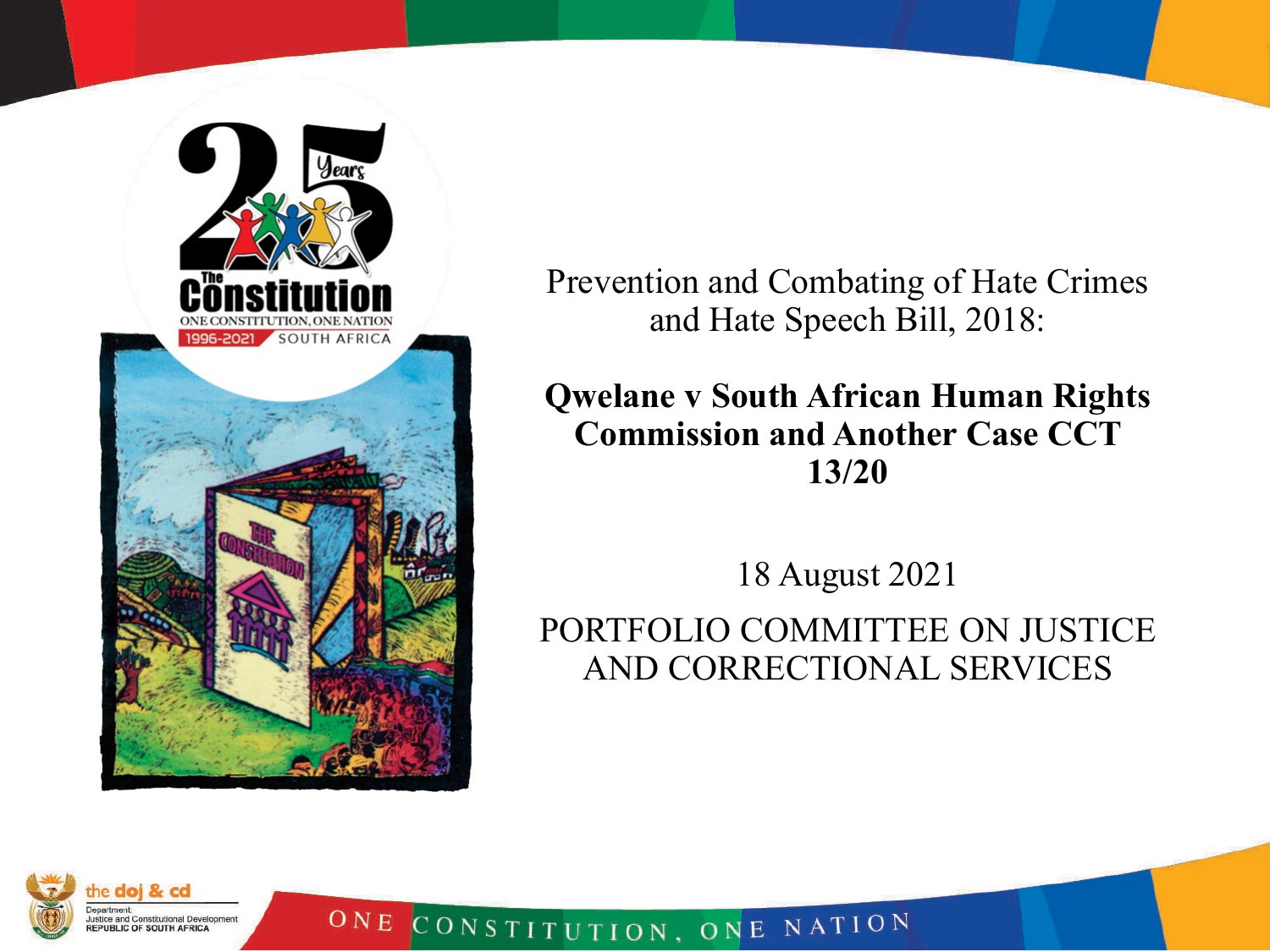Prevention and Combating of Hate Crimes and Hate Speech Bill, 2018:

**Qwelane v South African Human Rights Commission and Another Case CCT 13/20**

18 August 2021

PORTFOLIO COMMITTEE ON JUSTICE AND CORRECTIONAL SERVICES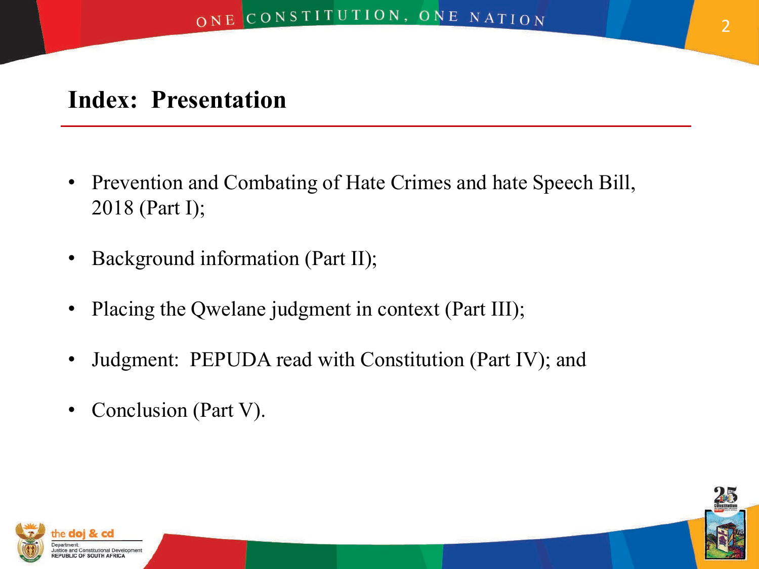# Index: Presentation

- Prevention and Combating of Hate Crimes and hate Speech Bill, 2018 (Part I);
- Background information (Part II);
- Placing the Qwelane judgment in context (Part III);
- Judgment: PEPUDA read with Constitution (Part IV); and
- Conclusion (Part V).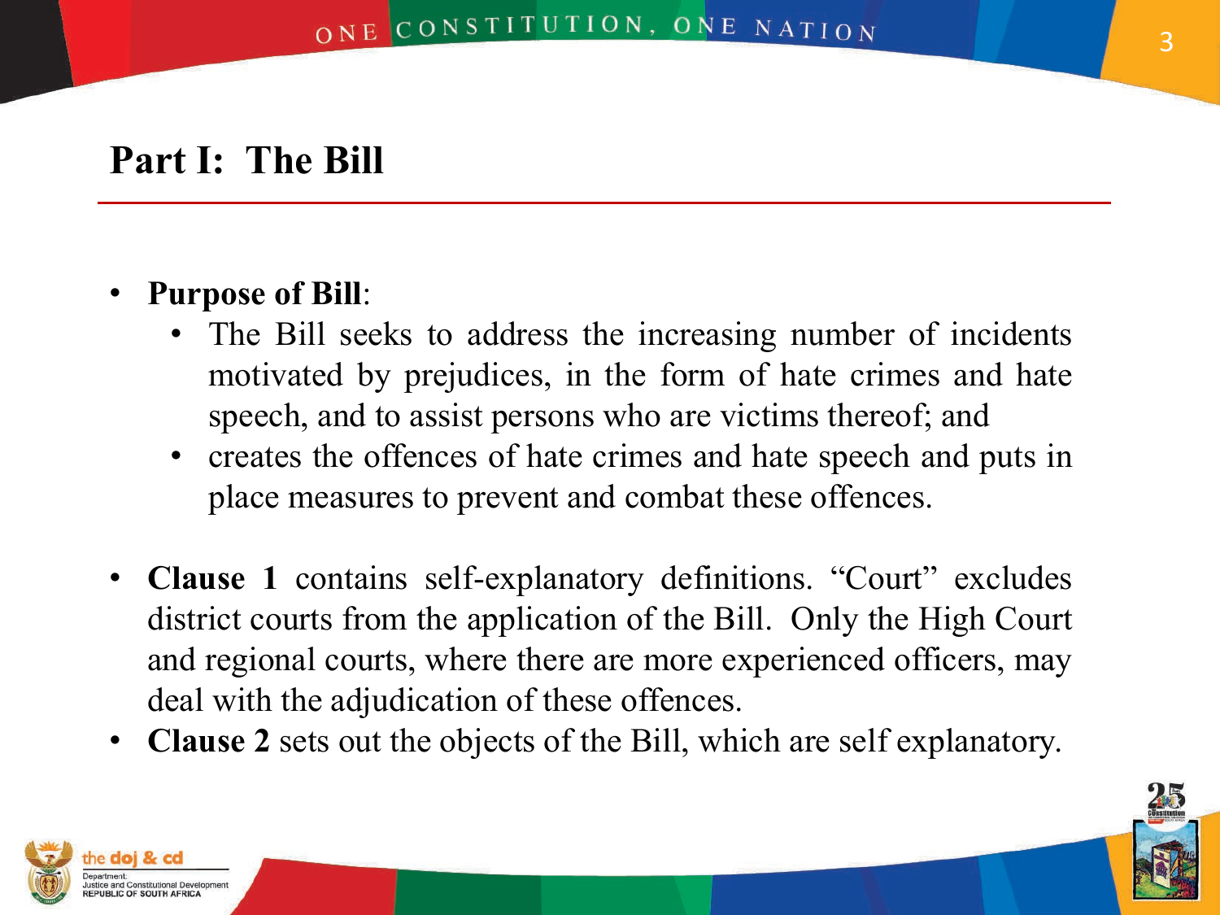## Part I: The Bill

- **Purpose of Bill**:
  - The Bill seeks to address the increasing number of incidents motivated by prejudices, in the form of hate crimes and hate speech, and to assist persons who are victims thereof; and
  - creates the offences of hate crimes and hate speech and puts in place measures to prevent and combat these offences.

- **Clause 1** contains self-explanatory definitions. "Court" excludes district courts from the application of the Bill. Only the High Court and regional courts, where there are more experienced officers, may deal with the adjudication of these offences.
- **Clause 2** sets out the objects of the Bill, which are self explanatory.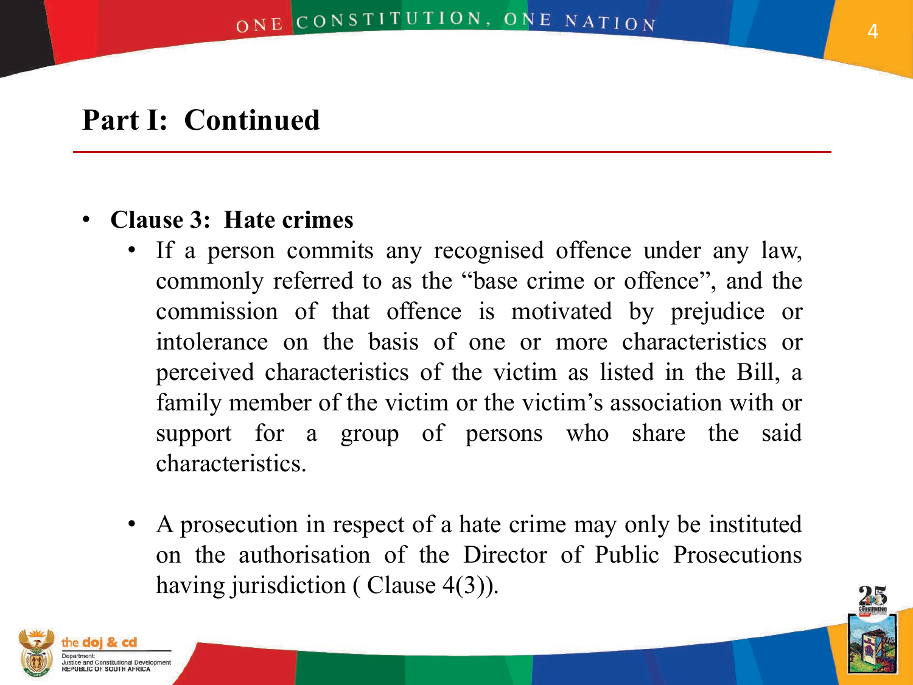## Part I: Continued

- **Clause 3: Hate crimes**
  - If a person commits any recognised offence under any law, commonly referred to as the "base crime or offence", and the commission of that offence is motivated by prejudice or intolerance on the basis of one or more characteristics or perceived characteristics of the victim as listed in the Bill, a family member of the victim or the victim's association with or support for a group of persons who share the said characteristics.
  - A prosecution in respect of a hate crime may only be instituted on the authorisation of the Director of Public Prosecutions having jurisdiction ( Clause 4(3)).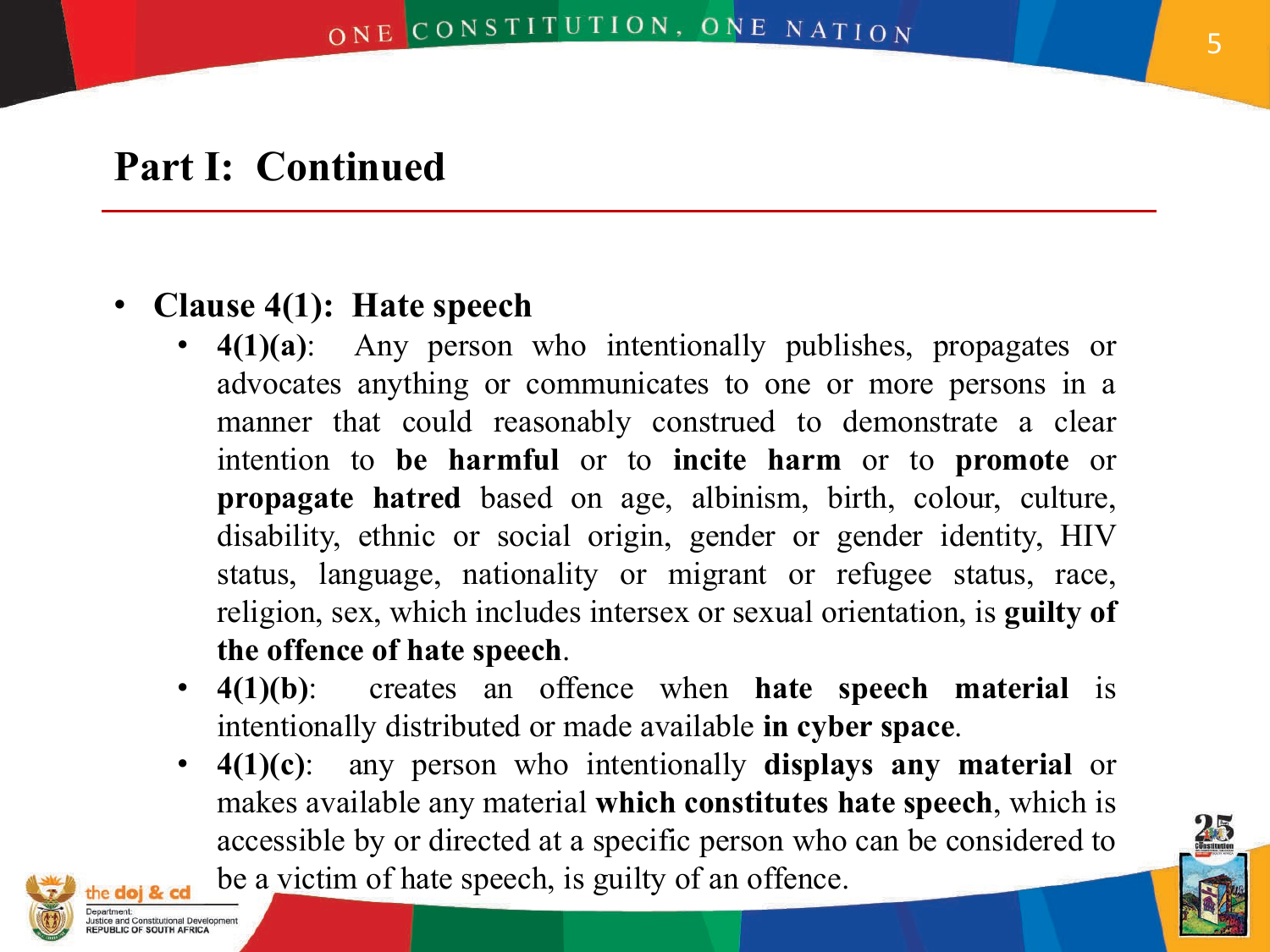## Part I: Continued

- **Clause 4(1): Hate speech**
  - **4(1)(a)**: Any person who intentionally publishes, propagates or advocates anything or communicates to one or more persons in a manner that could reasonably construed to demonstrate a clear intention to **be harmful** or to **incite harm** or to **promote** or **propagate hatred** based on age, albinism, birth, colour, culture, disability, ethnic or social origin, gender or gender identity, HIV status, language, nationality or migrant or refugee status, race, religion, sex, which includes intersex or sexual orientation, is **guilty of the offence of hate speech**.
  - **4(1)(b)**: creates an offence when **hate speech material** is intentionally distributed or made available **in cyber space**.
  - **4(1)(c)**: any person who intentionally **displays any material** or makes available any material **which constitutes hate speech**, which is accessible by or directed at a specific person who can be considered to be a victim of hate speech, is guilty of an offence.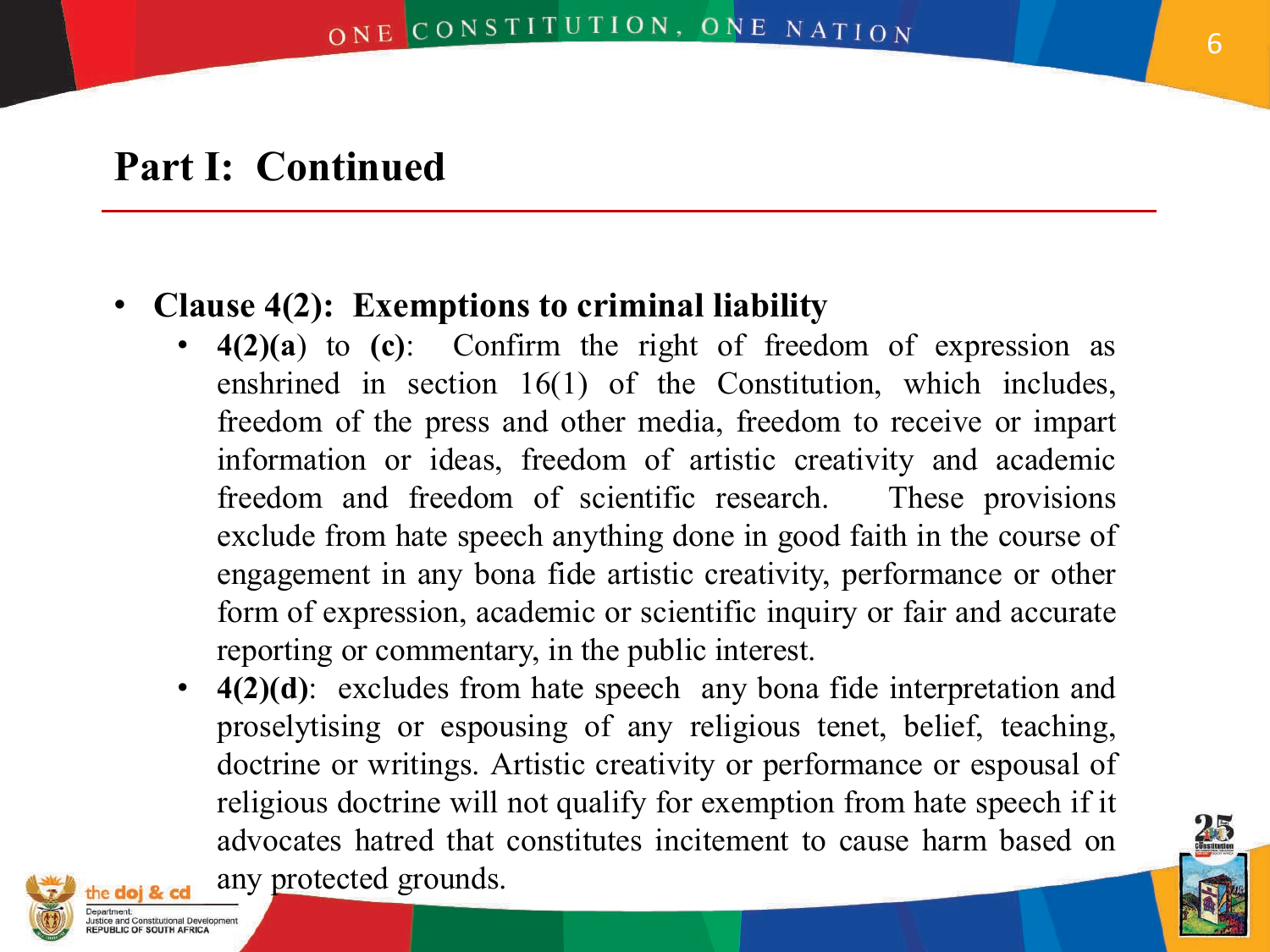## Part I: Continued

- **Clause 4(2): Exemptions to criminal liability**
  - **4(2)(a**) to **(c)**: Confirm the right of freedom of expression as enshrined in section 16(1) of the Constitution, which includes, freedom of the press and other media, freedom to receive or impart information or ideas, freedom of artistic creativity and academic freedom and freedom of scientific research. These provisions exclude from hate speech anything done in good faith in the course of engagement in any bona fide artistic creativity, performance or other form of expression, academic or scientific inquiry or fair and accurate reporting or commentary, in the public interest.
  - **4(2)(d)**: excludes from hate speech any bona fide interpretation and proselytising or espousing of any religious tenet, belief, teaching, doctrine or writings. Artistic creativity or performance or espousal of religious doctrine will not qualify for exemption from hate speech if it advocates hatred that constitutes incitement to cause harm based on any protected grounds.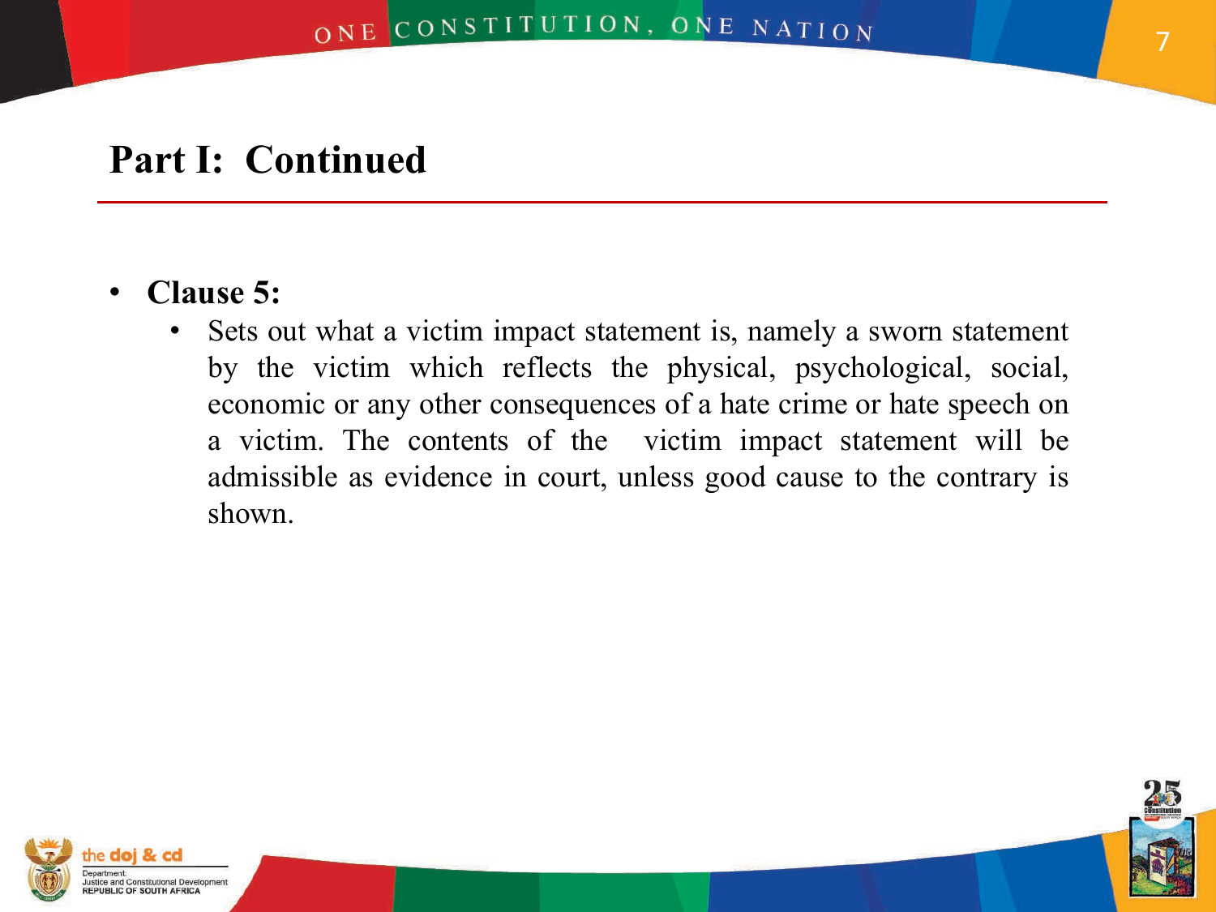## Part I: Continued

- **Clause 5:**
  - Sets out what a victim impact statement is, namely a sworn statement by the victim which reflects the physical, psychological, social, economic or any other consequences of a hate crime or hate speech on a victim. The contents of the victim impact statement will be admissible as evidence in court, unless good cause to the contrary is shown.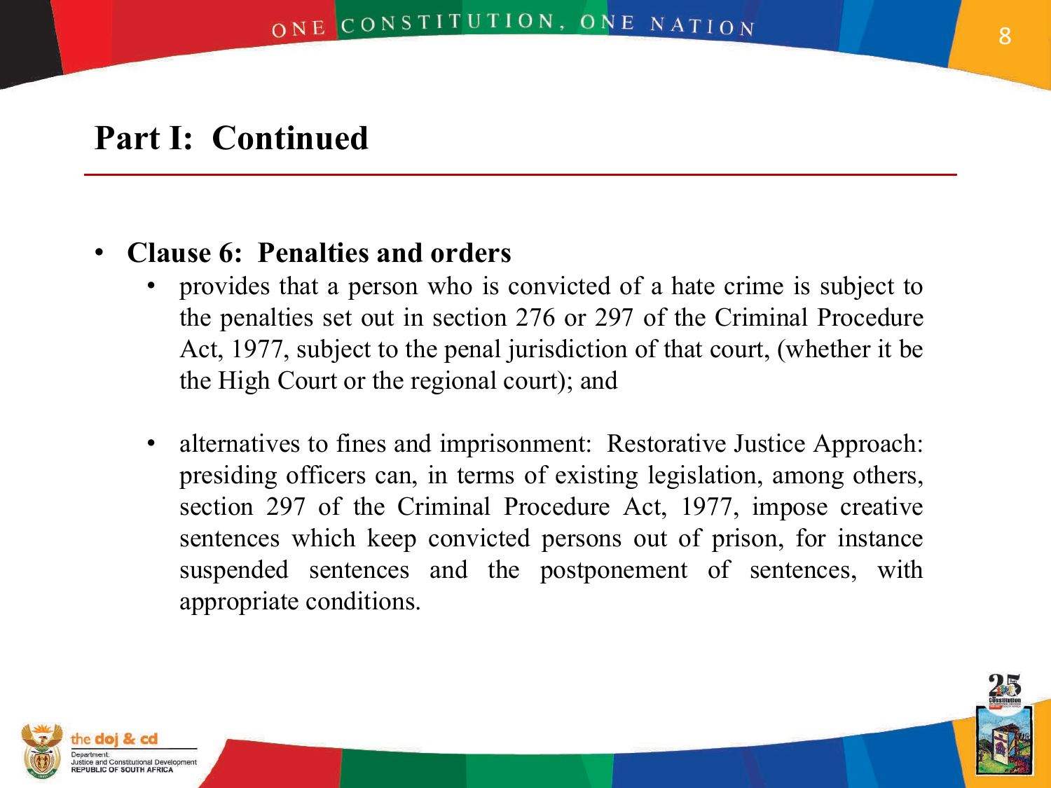## Part I: Continued

- **Clause 6: Penalties and orders**
  - provides that a person who is convicted of a hate crime is subject to the penalties set out in section 276 or 297 of the Criminal Procedure Act, 1977, subject to the penal jurisdiction of that court, (whether it be the High Court or the regional court); and
  - alternatives to fines and imprisonment: Restorative Justice Approach: presiding officers can, in terms of existing legislation, among others, section 297 of the Criminal Procedure Act, 1977, impose creative sentences which keep convicted persons out of prison, for instance suspended sentences and the postponement of sentences, with appropriate conditions.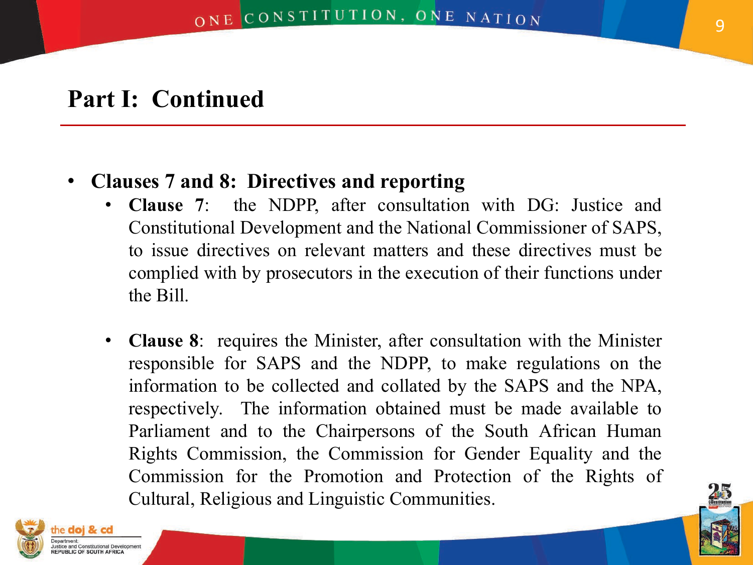# Part I: Continued

- **Clauses 7 and 8: Directives and reporting**
  - **Clause 7**: the NDPP, after consultation with DG: Justice and Constitutional Development and the National Commissioner of SAPS, to issue directives on relevant matters and these directives must be complied with by prosecutors in the execution of their functions under the Bill.

  - **Clause 8**: requires the Minister, after consultation with the Minister responsible for SAPS and the NDPP, to make regulations on the information to be collected and collated by the SAPS and the NPA, respectively. The information obtained must be made available to Parliament and to the Chairpersons of the South African Human Rights Commission, the Commission for Gender Equality and the Commission for the Promotion and Protection of the Rights of Cultural, Religious and Linguistic Communities.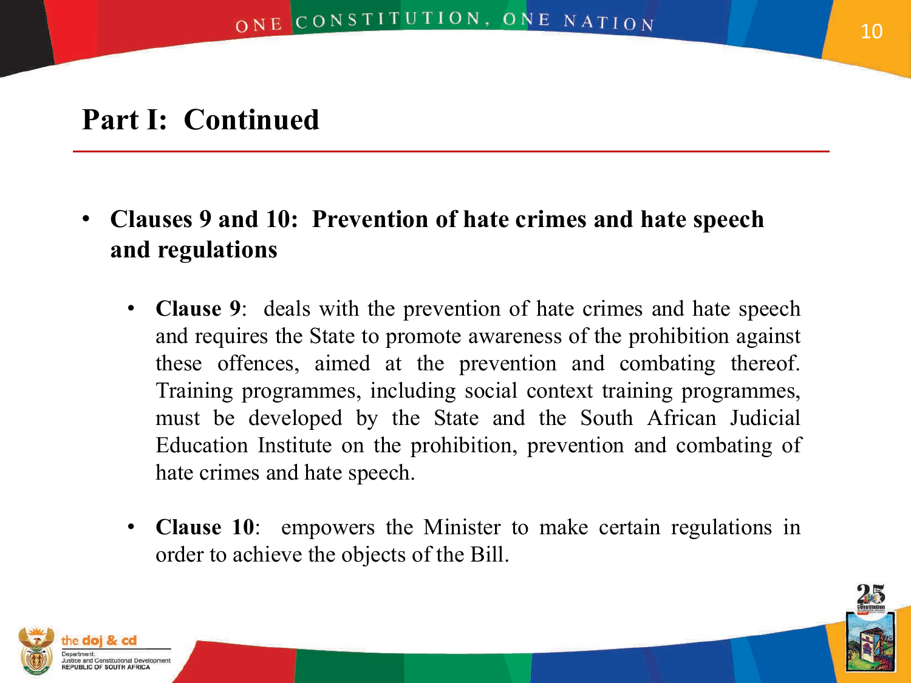## Part I: Continued

- **Clauses 9 and 10: Prevention of hate crimes and hate speech and regulations**
  - **Clause 9**: deals with the prevention of hate crimes and hate speech and requires the State to promote awareness of the prohibition against these offences, aimed at the prevention and combating thereof. Training programmes, including social context training programmes, must be developed by the State and the South African Judicial Education Institute on the prohibition, prevention and combating of hate crimes and hate speech.
  - **Clause 10**: empowers the Minister to make certain regulations in order to achieve the objects of the Bill.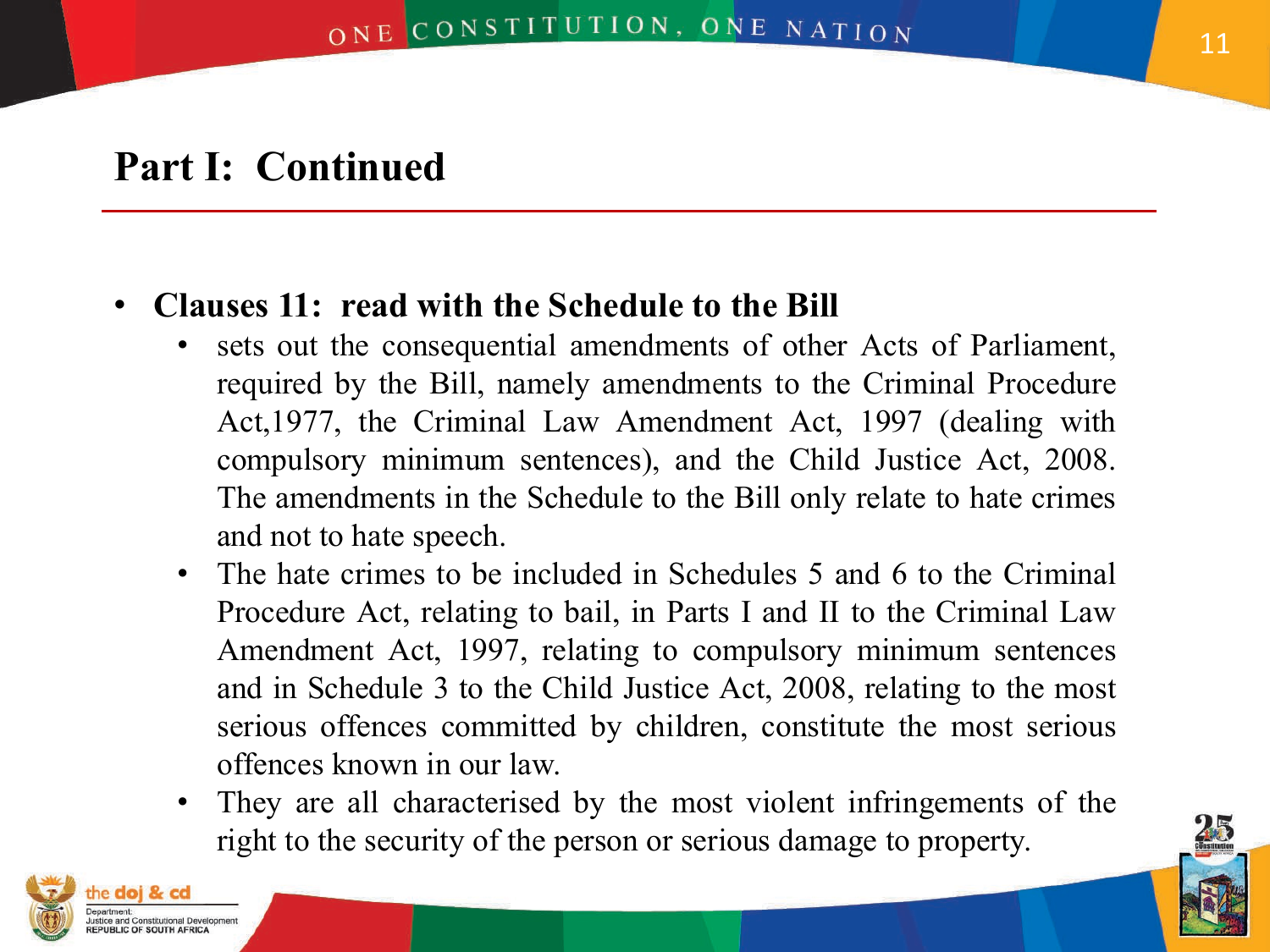## Part I: Continued

- **Clauses 11: read with the Schedule to the Bill**
  - sets out the consequential amendments of other Acts of Parliament, required by the Bill, namely amendments to the Criminal Procedure Act,1977, the Criminal Law Amendment Act, 1997 (dealing with compulsory minimum sentences), and the Child Justice Act, 2008. The amendments in the Schedule to the Bill only relate to hate crimes and not to hate speech.
  - The hate crimes to be included in Schedules 5 and 6 to the Criminal Procedure Act, relating to bail, in Parts I and II to the Criminal Law Amendment Act, 1997, relating to compulsory minimum sentences and in Schedule 3 to the Child Justice Act, 2008, relating to the most serious offences committed by children, constitute the most serious offences known in our law.
  - They are all characterised by the most violent infringements of the right to the security of the person or serious damage to property.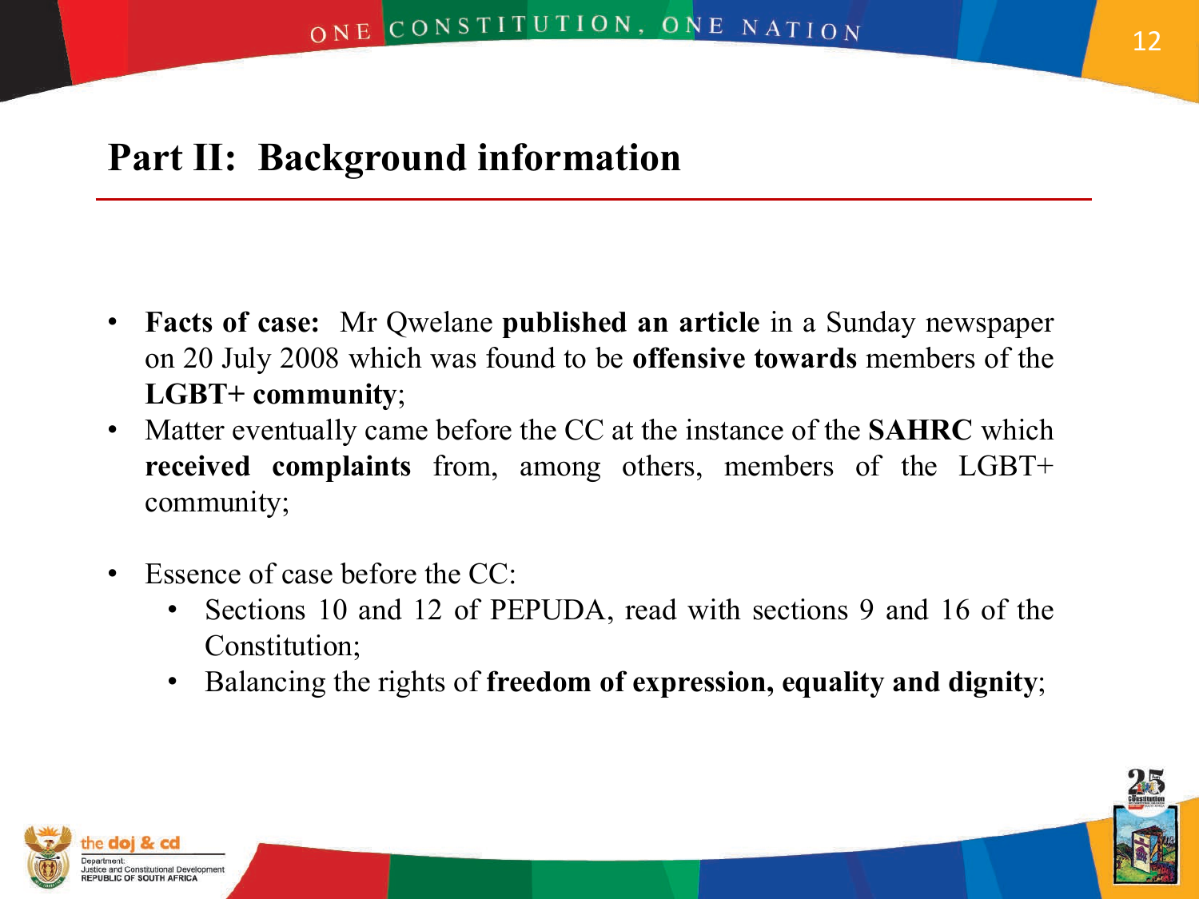## Part II: Background information

- **Facts of case:** Mr Qwelane **published an article** in a Sunday newspaper on 20 July 2008 which was found to be **offensive towards** members of the **LGBT+ community**;
- Matter eventually came before the CC at the instance of the **SAHRC** which **received complaints** from, among others, members of the LGBT+ community;
- Essence of case before the CC:
  - Sections 10 and 12 of PEPUDA, read with sections 9 and 16 of the Constitution;
  - Balancing the rights of **freedom of expression, equality and dignity**;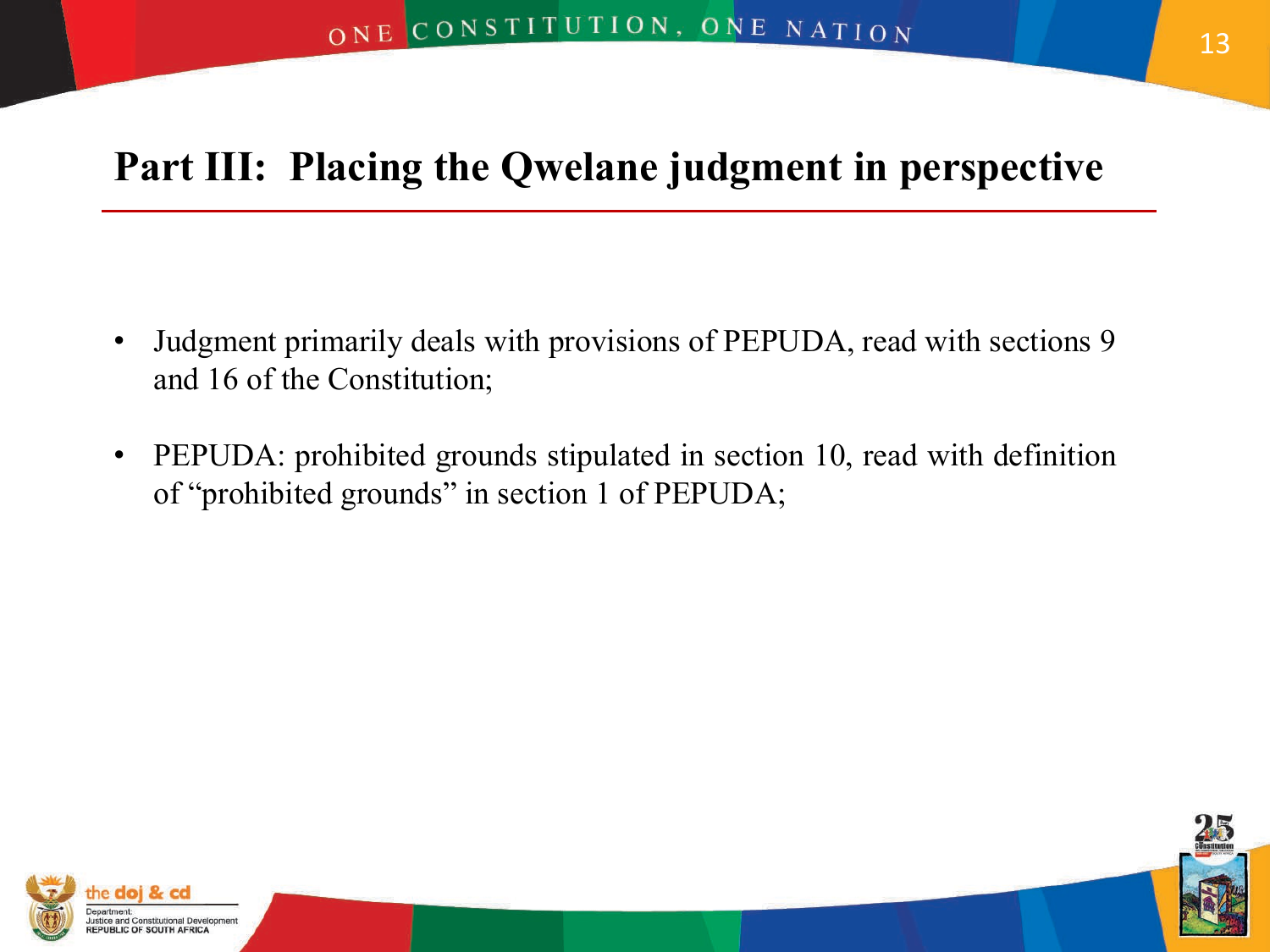# Part III: Placing the Qwelane judgment in perspective

- Judgment primarily deals with provisions of PEPUDA, read with sections 9 and 16 of the Constitution;
- PEPUDA: prohibited grounds stipulated in section 10, read with definition of "prohibited grounds" in section 1 of PEPUDA;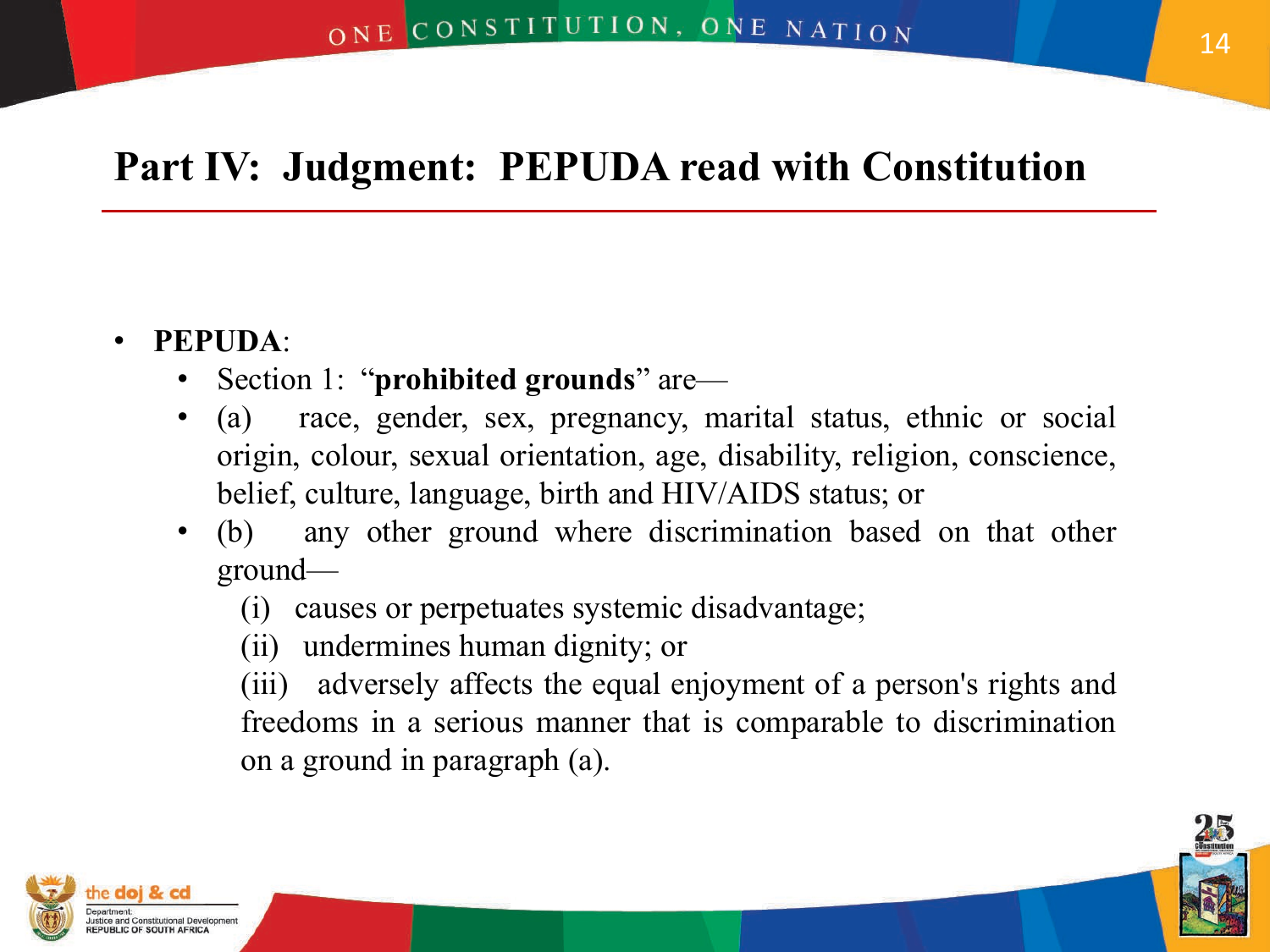# Part IV: Judgment: PEPUDA read with Constitution

- **PEPUDA**:
  - Section 1: "**prohibited grounds**" are—
  - (a) race, gender, sex, pregnancy, marital status, ethnic or social origin, colour, sexual orientation, age, disability, religion, conscience, belief, culture, language, birth and HIV/AIDS status; or
  - (b) any other ground where discrimination based on that other ground—

    (i) causes or perpetuates systemic disadvantage;

    (ii) undermines human dignity; or

    (iii) adversely affects the equal enjoyment of a person's rights and freedoms in a serious manner that is comparable to discrimination on a ground in paragraph (a).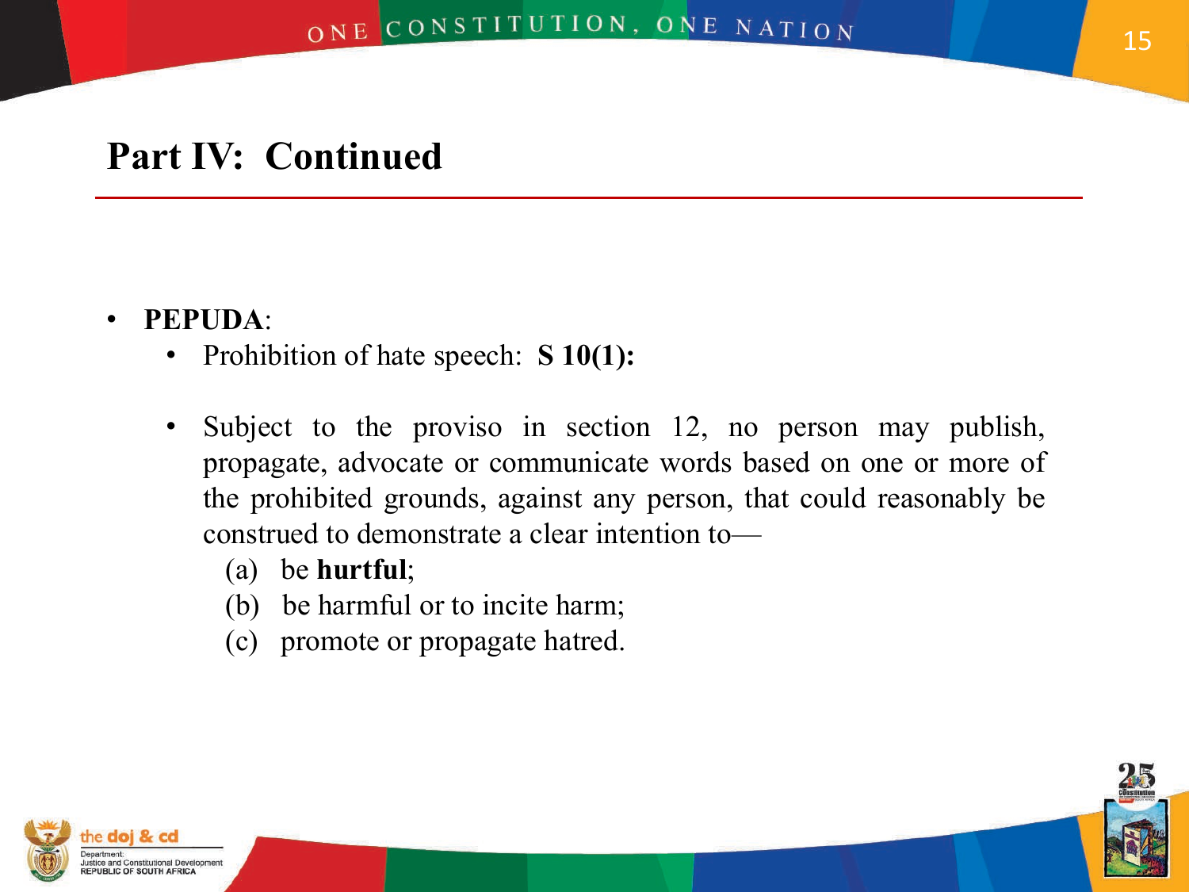# Part IV: Continued

- **PEPUDA**:
  - Prohibition of hate speech: **S 10(1):**
  - Subject to the proviso in section 12, no person may publish, propagate, advocate or communicate words based on one or more of the prohibited grounds, against any person, that could reasonably be construed to demonstrate a clear intention to—
    - (a) be **hurtful**;
    - (b) be harmful or to incite harm;
    - (c) promote or propagate hatred.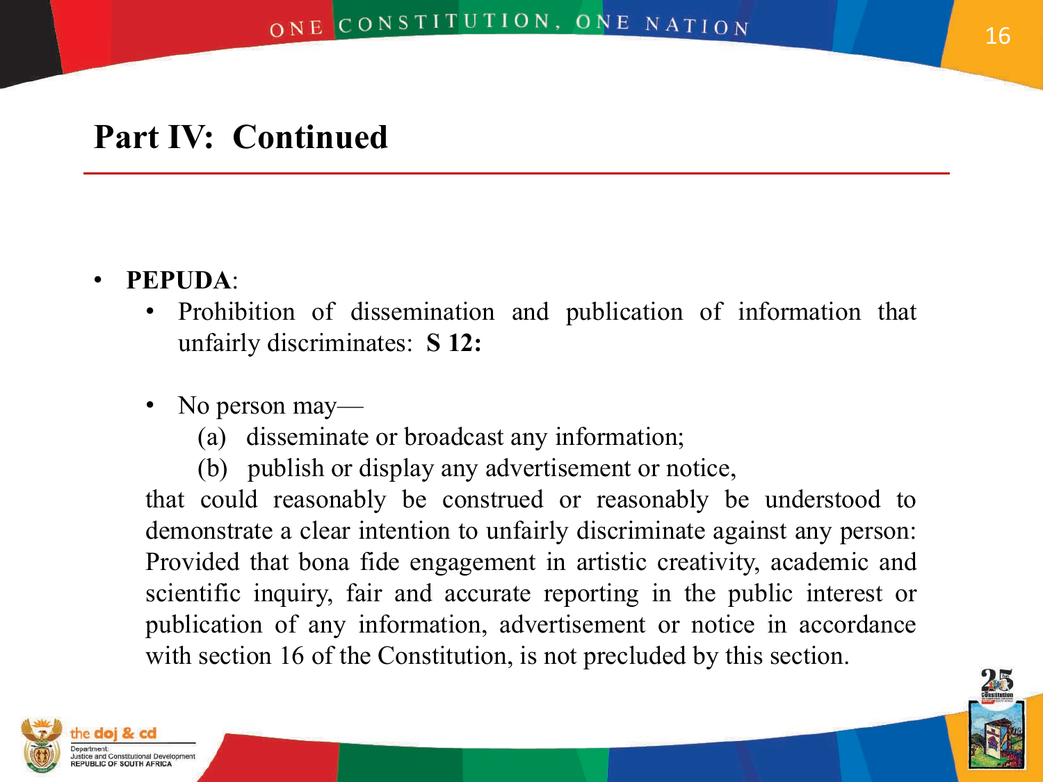## Part IV: Continued

- **PEPUDA**:
  - Prohibition of dissemination and publication of information that unfairly discriminates: **S 12:**

  - No person may—

    (a) disseminate or broadcast any information;

    (b) publish or display any advertisement or notice,

  that could reasonably be construed or reasonably be understood to demonstrate a clear intention to unfairly discriminate against any person: Provided that bona fide engagement in artistic creativity, academic and scientific inquiry, fair and accurate reporting in the public interest or publication of any information, advertisement or notice in accordance with section 16 of the Constitution, is not precluded by this section.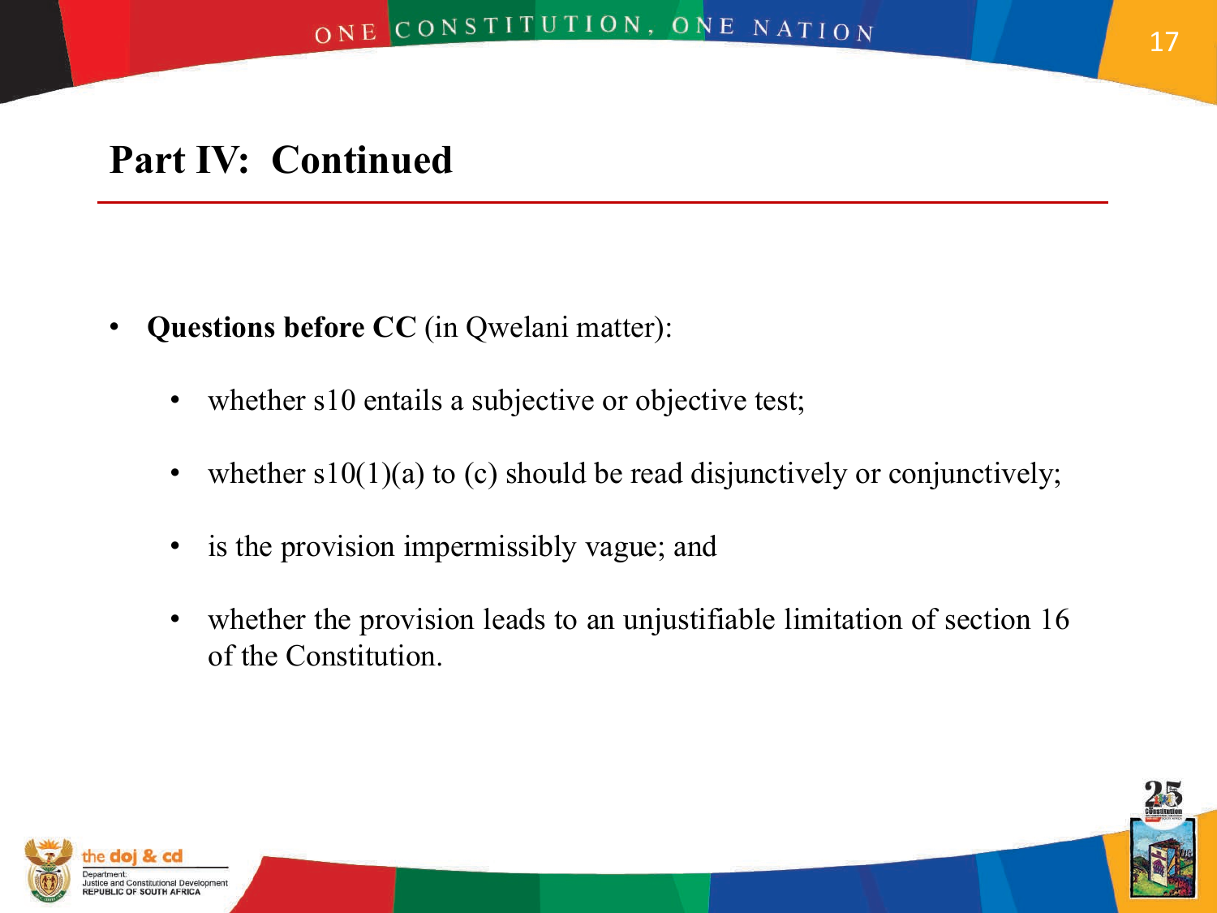## Part IV: Continued

- **Questions before CC** (in Qwelani matter):
  - whether s10 entails a subjective or objective test;
  - whether s10(1)(a) to (c) should be read disjunctively or conjunctively;
  - is the provision impermissibly vague; and
  - whether the provision leads to an unjustifiable limitation of section 16 of the Constitution.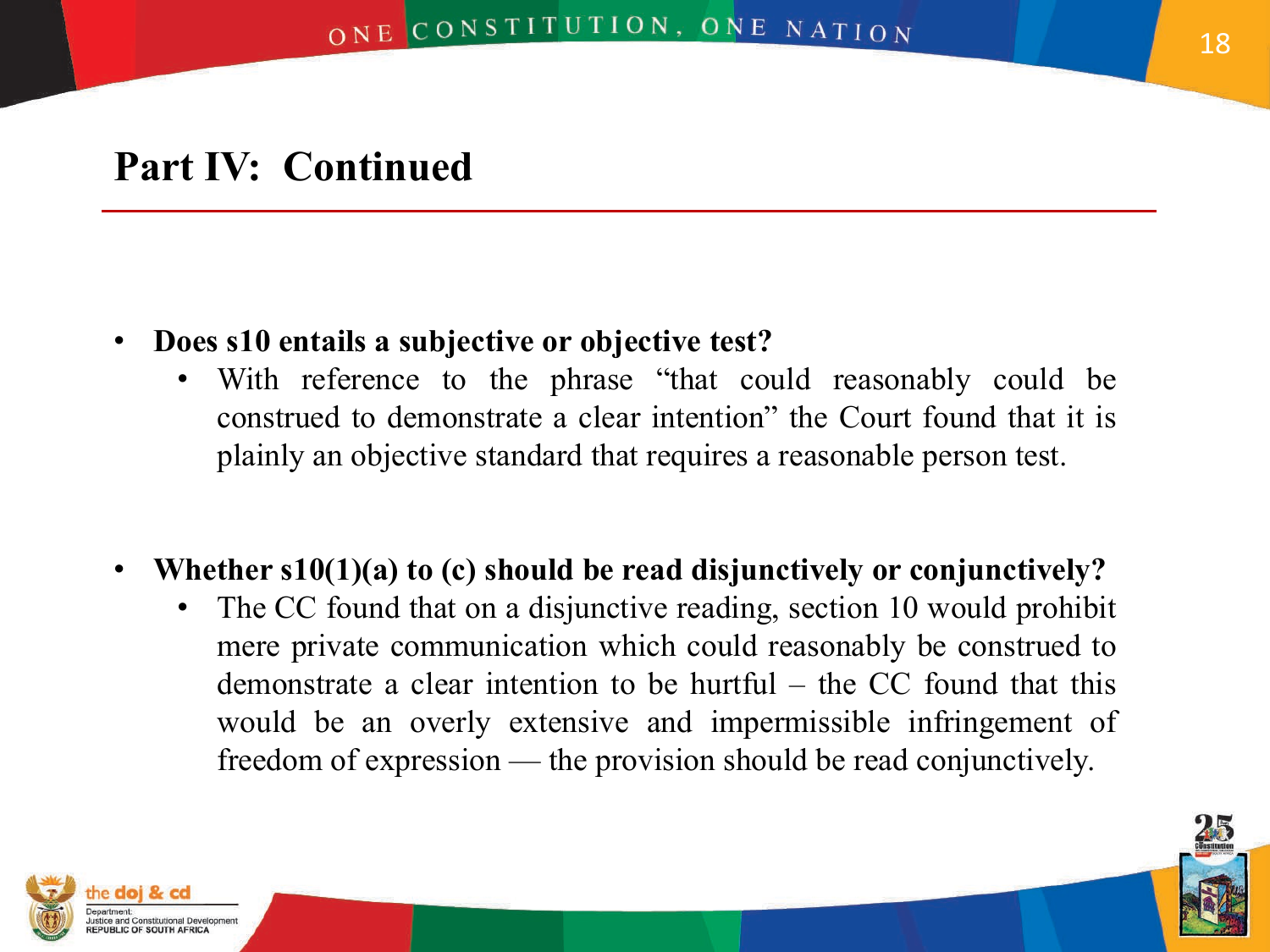## Part IV: Continued

- **Does s10 entails a subjective or objective test?**
  - With reference to the phrase "that could reasonably could be construed to demonstrate a clear intention" the Court found that it is plainly an objective standard that requires a reasonable person test.

- **Whether s10(1)(a) to (c) should be read disjunctively or conjunctively?**
  - The CC found that on a disjunctive reading, section 10 would prohibit mere private communication which could reasonably be construed to demonstrate a clear intention to be hurtful – the CC found that this would be an overly extensive and impermissible infringement of freedom of expression — the provision should be read conjunctively.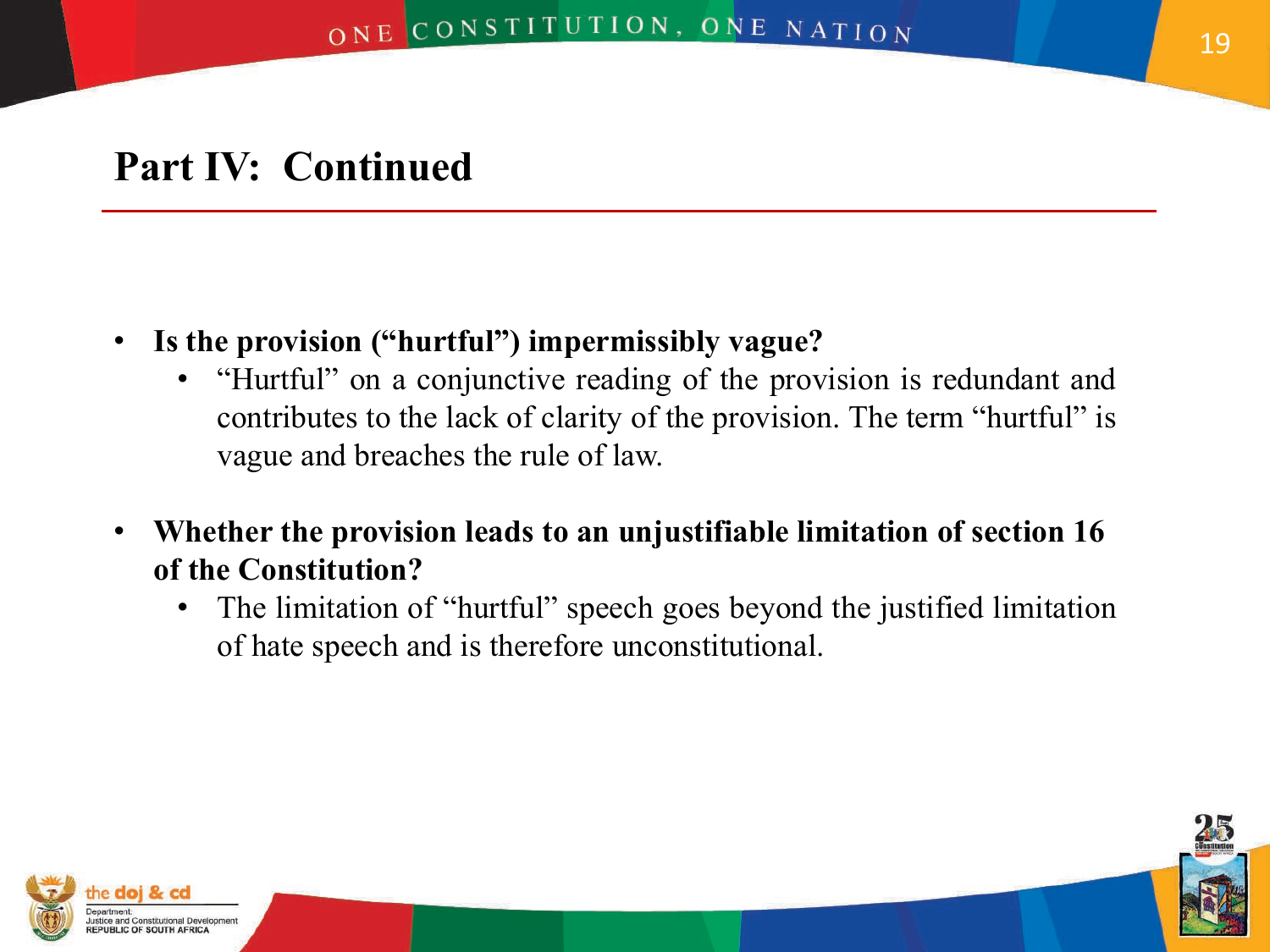## Part IV: Continued

- **Is the provision ("hurtful") impermissibly vague?**
  - "Hurtful" on a conjunctive reading of the provision is redundant and contributes to the lack of clarity of the provision. The term "hurtful" is vague and breaches the rule of law.

- **Whether the provision leads to an unjustifiable limitation of section 16 of the Constitution?**
  - The limitation of "hurtful" speech goes beyond the justified limitation of hate speech and is therefore unconstitutional.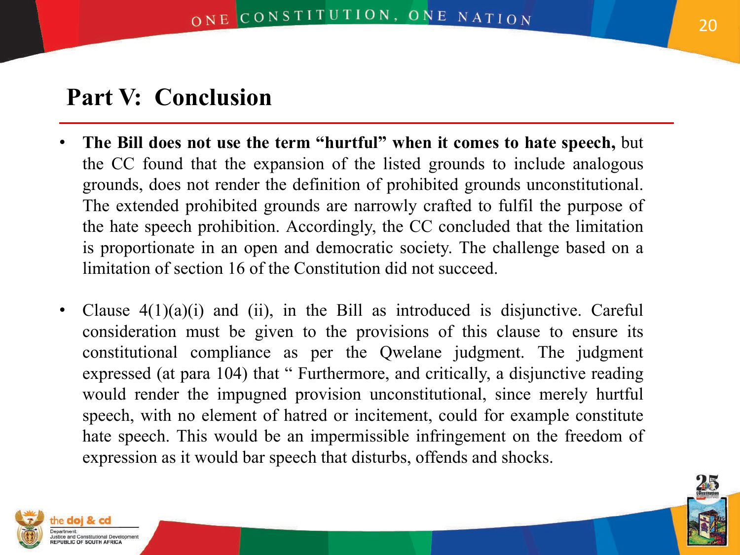## Part V: Conclusion

- **The Bill does not use the term "hurtful" when it comes to hate speech,** but the CC found that the expansion of the listed grounds to include analogous grounds, does not render the definition of prohibited grounds unconstitutional. The extended prohibited grounds are narrowly crafted to fulfil the purpose of the hate speech prohibition. Accordingly, the CC concluded that the limitation is proportionate in an open and democratic society. The challenge based on a limitation of section 16 of the Constitution did not succeed.

- Clause 4(1)(a)(i) and (ii), in the Bill as introduced is disjunctive. Careful consideration must be given to the provisions of this clause to ensure its constitutional compliance as per the Qwelane judgment. The judgment expressed (at para 104) that " Furthermore, and critically, a disjunctive reading would render the impugned provision unconstitutional, since merely hurtful speech, with no element of hatred or incitement, could for example constitute hate speech. This would be an impermissible infringement on the freedom of expression as it would bar speech that disturbs, offends and shocks.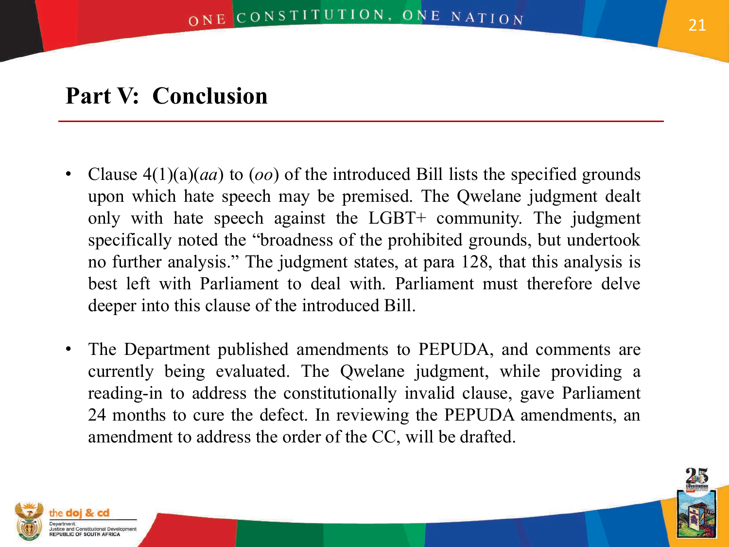# Part V: Conclusion

- Clause 4(1)(a)(*aa*) to (*oo*) of the introduced Bill lists the specified grounds upon which hate speech may be premised. The Qwelane judgment dealt only with hate speech against the LGBT+ community. The judgment specifically noted the "broadness of the prohibited grounds, but undertook no further analysis." The judgment states, at para 128, that this analysis is best left with Parliament to deal with. Parliament must therefore delve deeper into this clause of the introduced Bill.

- The Department published amendments to PEPUDA, and comments are currently being evaluated. The Qwelane judgment, while providing a reading-in to address the constitutionally invalid clause, gave Parliament 24 months to cure the defect. In reviewing the PEPUDA amendments, an amendment to address the order of the CC, will be drafted.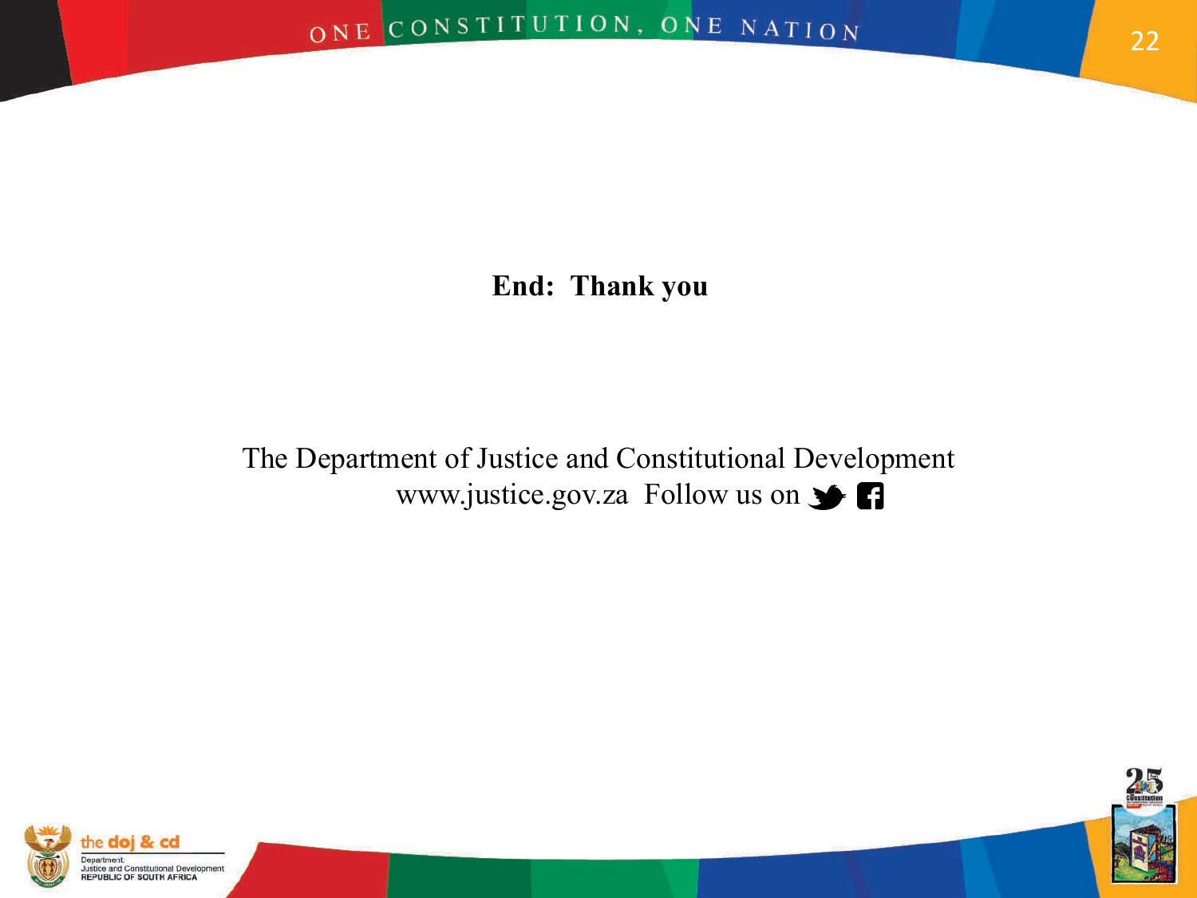**End: Thank you**

The Department of Justice and Constitutional Development
www.justice.gov.za Follow us on